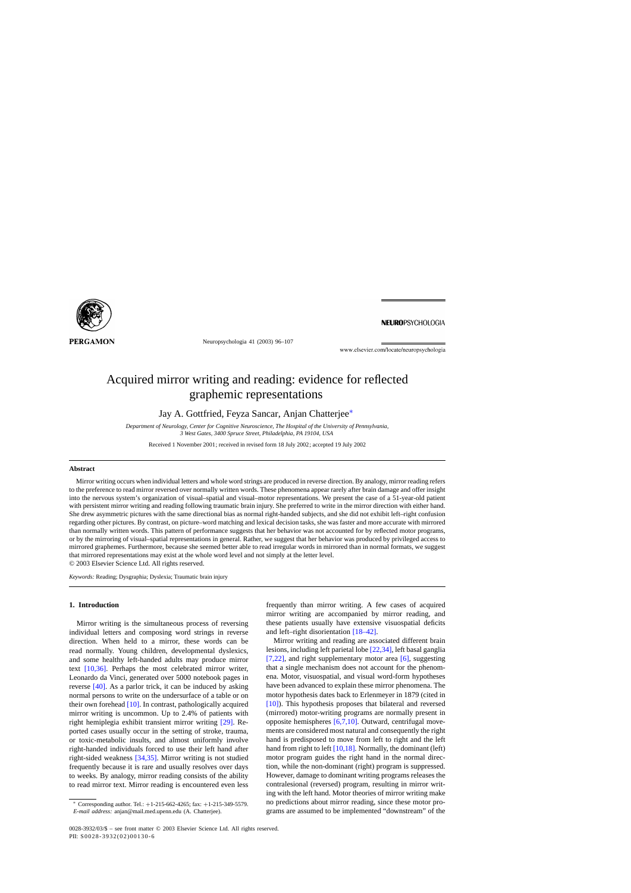# Acquired mirror writing and reading: evidence for reflected graphemic representations

Jay A. Gottfried, Feyza Sancar, Anjan Chatterjee*

*Department of Neurology, Center for Cognitive Neuroscience, The Hospital of the University of Pennsylvania, 3 West Gates, 3400 Spruce Street, Philadelphia, PA 19104, USA*

Received 1 November 2001; received in revised form 18 July 2002; accepted 19 July 2002

## Abstract

Mirror writing occurs when individual letters and whole word strings are produced in reverse direction. By analogy, mirror reading refers to the preference to read mirror reversed over normally written words. These phenomena appear rarely after brain damage and offer insight into the nervous system's organization of visual–spatial and visual–motor representations. We present the case of a 51-year-old patient with persistent mirror writing and reading following traumatic brain injury. She preferred to write in the mirror direction with either hand. She drew asymmetric pictures with the same directional bias as normal right-handed subjects, and she did not exhibit left–right confusion regarding other pictures. By contrast, on picture–word matching and lexical decision tasks, she was faster and more accurate with mirrored than normally written words. This pattern of performance suggests that her behavior was not accounted for by reflected motor programs, or by the mirroring of visual–spatial representations in general. Rather, we suggest that her behavior was produced by privileged access to mirrored graphemes. Furthermore, because she seemed better able to read irregular words in mirrored than in normal formats, we suggest that mirrored representations may exist at the whole word level and not simply at the letter level.

© 2003 Elsevier Science Ltd. All rights reserved.

*Keywords:* Reading; Dysgraphia; Dyslexia; Traumatic brain injury

## 1. Introduction

Mirror writing is the simultaneous process of reversing individual letters and composing word strings in reverse direction. When held to a mirror, these words can be read normally. Young children, developmental dyslexics, and some healthy left-handed adults may produce mirror text [10,36]. Perhaps the most celebrated mirror writer, Leonardo da Vinci, generated over 5000 notebook pages in reverse [40]. As a parlor trick, it can be induced by asking normal persons to write on the undersurface of a table or on their own forehead [10]. In contrast, pathologically acquired mirror writing is uncommon. Up to 2.4% of patients with right hemiplegia exhibit transient mirror writing [29]. Reported cases usually occur in the setting of stroke, trauma, or toxic-metabolic insults, and almost uniformly involve right-handed individuals forced to use their left hand after right-sided weakness [34,35]. Mirror writing is not studied frequently because it is rare and usually resolves over days to weeks. By analogy, mirror reading consists of the ability to read mirror text. Mirror reading is encountered even less frequently than mirror writing. A few cases of acquired mirror writing are accompanied by mirror reading, and these patients usually have extensive visuospatial deficits and left–right disorientation [18–42].

Mirror writing and reading are associated different brain lesions, including left parietal lobe [22,34], left basal ganglia [7,22], and right supplementary motor area [6], suggesting that a single mechanism does not account for the phenomena. Motor, visuospatial, and visual word-form hypotheses have been advanced to explain these mirror phenomena. The motor hypothesis dates back to Erlenmeyer in 1879 (cited in [10]). This hypothesis proposes that bilateral and reversed (mirrored) motor-writing programs are normally present in opposite hemispheres [6,7,10]. Outward, centrifugal movements are considered most natural and consequently the right hand is predisposed to move from left to right and the left hand from right to left [10,18]. Normally, the dominant (left) motor program guides the right hand in the normal direction, while the non-dominant (right) program is suppressed. However, damage to dominant writing programs releases the contralesional (reversed) program, resulting in mirror writing with the left hand. Motor theories of mirror writing make no predictions about mirror reading, since these motor programs are assumed to be implemented "downstream" of the

---

* Corresponding author. Tel.: +1-215-662-4265; fax: +1-215-349-5579.
*E-mail address:* anjan@mail.med.upenn.edu (A. Chatterjee).

0028-3932/03/$ – see front matter © 2003 Elsevier Science Ltd. All rights reserved.
PII: S0028-3932(02)00130-6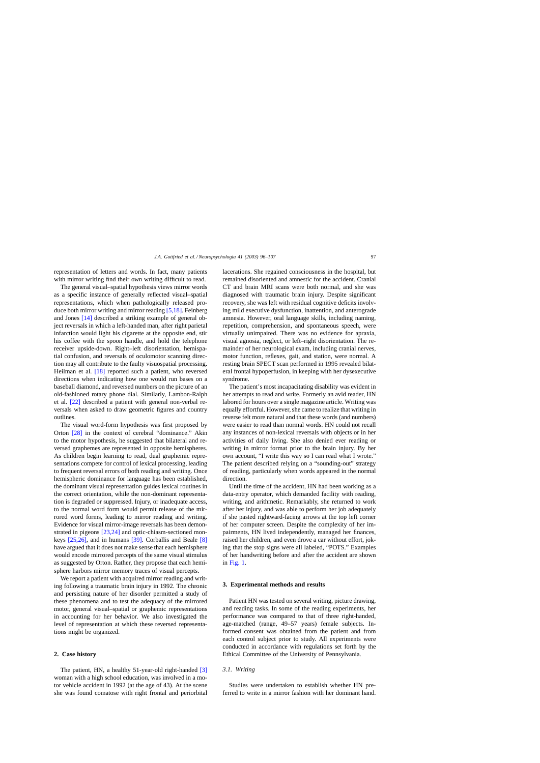representation of letters and words. In fact, many patients with mirror writing find their own writing difficult to read.

The general visual–spatial hypothesis views mirror words as a specific instance of generally reflected visual–spatial representations, which when pathologically released produce both mirror writing and mirror reading [5,18]. Feinberg and Jones [14] described a striking example of general object reversals in which a left-handed man, after right parietal infarction would light his cigarette at the opposite end, stir his coffee with the spoon handle, and hold the telephone receiver upside-down. Right–left disorientation, hemispatial confusion, and reversals of oculomotor scanning direction may all contribute to the faulty visuospatial processing. Heilman et al. [18] reported such a patient, who reversed directions when indicating how one would run bases on a baseball diamond, and reversed numbers on the picture of an old-fashioned rotary phone dial. Similarly, Lambon-Ralph et al. [22] described a patient with general non-verbal reversals when asked to draw geometric figures and country outlines.

The visual word-form hypothesis was first proposed by Orton [28] in the context of cerebral "dominance." Akin to the motor hypothesis, he suggested that bilateral and reversed graphemes are represented in opposite hemispheres. As children begin learning to read, dual graphemic representations compete for control of lexical processing, leading to frequent reversal errors of both reading and writing. Once hemispheric dominance for language has been established, the dominant visual representation guides lexical routines in the correct orientation, while the non-dominant representation is degraded or suppressed. Injury, or inadequate access, to the normal word form would permit release of the mirrored word forms, leading to mirror reading and writing. Evidence for visual mirror-image reversals has been demonstrated in pigeons [23,24] and optic-chiasm-sectioned monkeys [25,26], and in humans [39]. Corballis and Beale [8] have argued that it does not make sense that each hemisphere would encode mirrored percepts of the same visual stimulus as suggested by Orton. Rather, they propose that each hemisphere harbors mirror memory traces of visual percepts.

We report a patient with acquired mirror reading and writing following a traumatic brain injury in 1992. The chronic and persisting nature of her disorder permitted a study of these phenomena and to test the adequacy of the mirrored motor, general visual–spatial or graphemic representations in accounting for her behavior. We also investigated the level of representation at which these reversed representations might be organized.

## 2. Case history

The patient, HN, a healthy 51-year-old right-handed [3] woman with a high school education, was involved in a motor vehicle accident in 1992 (at the age of 43). At the scene she was found comatose with right frontal and periorbital lacerations. She regained consciousness in the hospital, but remained disoriented and amnestic for the accident. Cranial CT and brain MRI scans were both normal, and she was diagnosed with traumatic brain injury. Despite significant recovery, she was left with residual cognitive deficits involving mild executive dysfunction, inattention, and anterograde amnesia. However, oral language skills, including naming, repetition, comprehension, and spontaneous speech, were virtually unimpaired. There was no evidence for apraxia, visual agnosia, neglect, or left–right disorientation. The remainder of her neurological exam, including cranial nerves, motor function, reflexes, gait, and station, were normal. A resting brain SPECT scan performed in 1995 revealed bilateral frontal hypoperfusion, in keeping with her dysexecutive syndrome.

The patient's most incapacitating disability was evident in her attempts to read and write. Formerly an avid reader, HN labored for hours over a single magazine article. Writing was equally effortful. However, she came to realize that writing in reverse felt more natural and that these words (and numbers) were easier to read than normal words. HN could not recall any instances of non-lexical reversals with objects or in her activities of daily living. She also denied ever reading or writing in mirror format prior to the brain injury. By her own account, "I write this way so I can read what I wrote." The patient described relying on a "sounding-out" strategy of reading, particularly when words appeared in the normal direction.

Until the time of the accident, HN had been working as a data-entry operator, which demanded facility with reading, writing, and arithmetic. Remarkably, she returned to work after her injury, and was able to perform her job adequately if she pasted rightward-facing arrows at the top left corner of her computer screen. Despite the complexity of her impairments, HN lived independently, managed her finances, raised her children, and even drove a car without effort, joking that the stop signs were all labeled, "POTS." Examples of her handwriting before and after the accident are shown in Fig. 1.

## 3. Experimental methods and results

Patient HN was tested on several writing, picture drawing, and reading tasks. In some of the reading experiments, her performance was compared to that of three right-handed, age-matched (range, 49–57 years) female subjects. Informed consent was obtained from the patient and from each control subject prior to study. All experiments were conducted in accordance with regulations set forth by the Ethical Committee of the University of Pennsylvania.

### 3.1. Writing

Studies were undertaken to establish whether HN preferred to write in a mirror fashion with her dominant hand.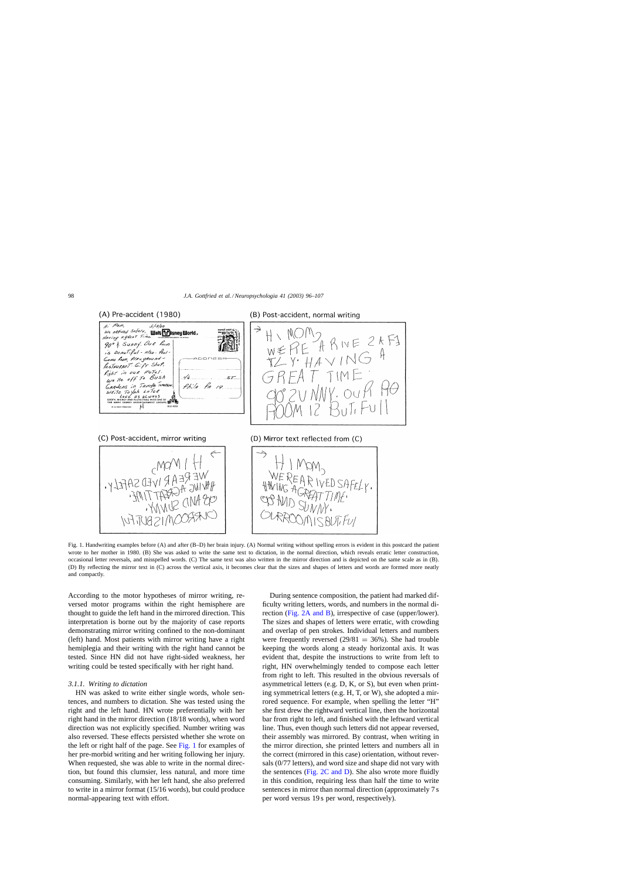Fig. 1. Handwriting examples before (A) and after (B–D) her brain injury. (A) Normal writing without spelling errors is evident in this postcard the patient wrote to her mother in 1980. (B) She was asked to write the same text to dictation, in the normal direction, which reveals erratic letter construction, occasional letter reversals, and misspelled words. (C) The same text was also written in the mirror direction and is depicted on the same scale as in (B). (D) By reflecting the mirror text in (C) across the vertical axis, it becomes clear that the sizes and shapes of letters and words are formed more neatly and compactly.

According to the motor hypotheses of mirror writing, reversed motor programs within the right hemisphere are thought to guide the left hand in the mirrored direction. This interpretation is borne out by the majority of case reports demonstrating mirror writing confined to the non-dominant (left) hand. Most patients with mirror writing have a right hemiplegia and their writing with the right hand cannot be tested. Since HN did not have right-sided weakness, her writing could be tested specifically with her right hand.

#### 3.1.1. Writing to dictation

HN was asked to write either single words, whole sentences, and numbers to dictation. She was tested using the right and the left hand. HN wrote preferentially with her right hand in the mirror direction (18/18 words), when word direction was not explicitly specified. Number writing was also reversed. These effects persisted whether she wrote on the left or right half of the page. See Fig. 1 for examples of her pre-morbid writing and her writing following her injury. When requested, she was able to write in the normal direction, but found this clumsier, less natural, and more time consuming. Similarly, with her left hand, she also preferred to write in a mirror format (15/16 words), but could produce normal-appearing text with effort.

During sentence composition, the patient had marked difficulty writing letters, words, and numbers in the normal direction (Fig. 2A and B), irrespective of case (upper/lower). The sizes and shapes of letters were erratic, with crowding and overlap of pen strokes. Individual letters and numbers were frequently reversed ($29/81 = 36\%$). She had trouble keeping the words along a steady horizontal axis. It was evident that, despite the instructions to write from left to right, HN overwhelmingly tended to compose each letter from right to left. This resulted in the obvious reversals of asymmetrical letters (e.g. D, K, or S), but even when printing symmetrical letters (e.g. H, T, or W), she adopted a mirrored sequence. For example, when spelling the letter "H" she first drew the rightward vertical line, then the horizontal bar from right to left, and finished with the leftward vertical line. Thus, even though such letters did not appear reversed, their assembly was mirrored. By contrast, when writing in the mirror direction, she printed letters and numbers all in the correct (mirrored in this case) orientation, without reversals (0/77 letters), and word size and shape did not vary with the sentences (Fig. 2C and D). She also wrote more fluidly in this condition, requiring less than half the time to write sentences in mirror than normal direction (approximately 7 s per word versus 19 s per word, respectively).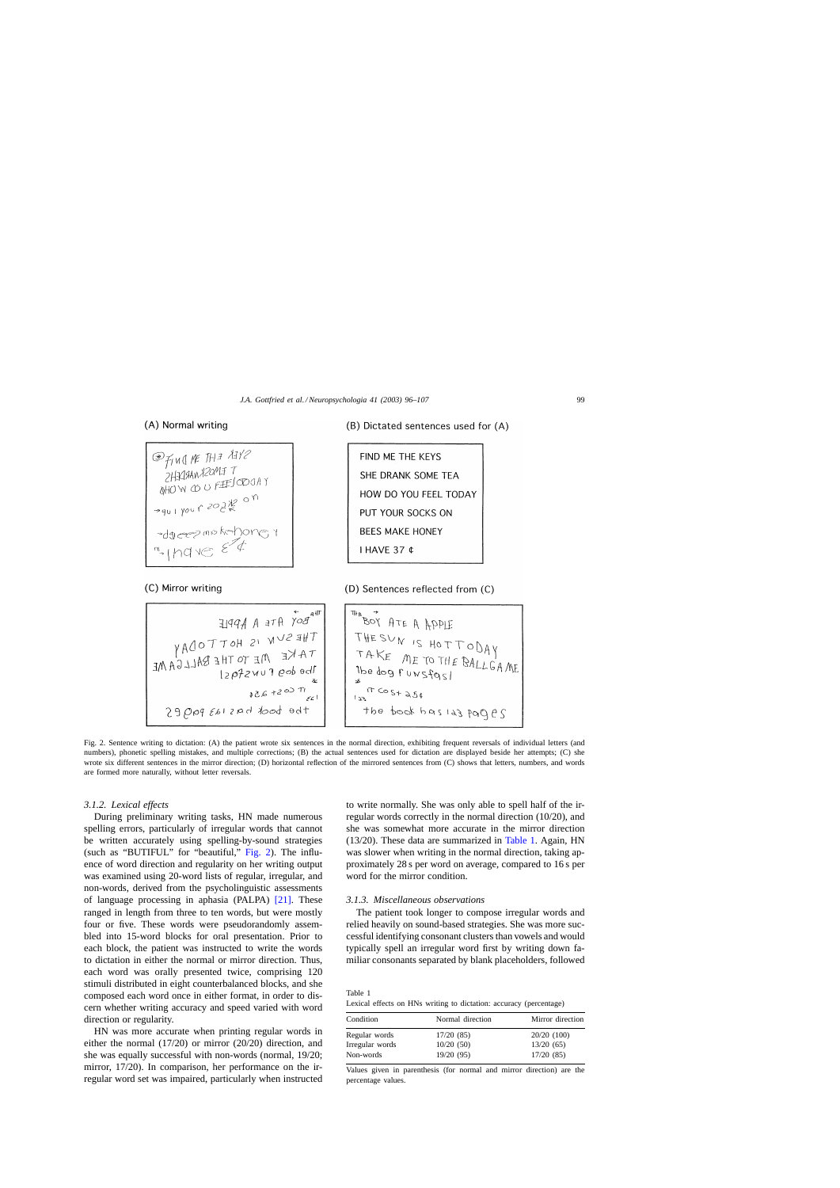(A) Normal writing

(B) Dictated sentences used for (A)

| FIND ME THE KEYS |
|---|
| SHE DRANK SOME TEA |
| HOW DO YOU FEEL TODAY |
| PUT YOUR SOCKS ON |
| BEES MAKE HONEY |
| I HAVE 37 ¢ |

(C) Mirror writing

(D) Sentences reflected from (C)

Fig. 2. Sentence writing to dictation: (A) the patient wrote six sentences in the normal direction, exhibiting frequent reversals of individual letters (and numbers), phonetic spelling mistakes, and multiple corrections; (B) the actual sentences used for dictation are displayed beside her attempts; (C) she wrote six different sentences in the mirror direction; (D) horizontal reflection of the mirrored sentences from (C) shows that letters, numbers, and words are formed more naturally, without letter reversals.

### 3.1.2. Lexical effects

During preliminary writing tasks, HN made numerous spelling errors, particularly of irregular words that cannot be written accurately using spelling-by-sound strategies (such as "BUTIFUL" for "beautiful," Fig. 2). The influence of word direction and regularity on her writing output was examined using 20-word lists of regular, irregular, and non-words, derived from the psycholinguistic assessments of language processing in aphasia (PALPA) [21]. These ranged in length from three to ten words, but were mostly four or five. These words were pseudorandomly assembled into 15-word blocks for oral presentation. Prior to each block, the patient was instructed to write the words to dictation in either the normal or mirror direction. Thus, each word was orally presented twice, comprising 120 stimuli distributed in eight counterbalanced blocks, and she composed each word once in either format, in order to discern whether writing accuracy and speed varied with word direction or regularity.

HN was more accurate when printing regular words in either the normal (17/20) or mirror (20/20) direction, and she was equally successful with non-words (normal, 19/20; mirror, 17/20). In comparison, her performance on the irregular word set was impaired, particularly when instructed to write normally. She was only able to spell half of the irregular words correctly in the normal direction (10/20), and she was somewhat more accurate in the mirror direction (13/20). These data are summarized in Table 1. Again, HN was slower when writing in the normal direction, taking approximately 28 s per word on average, compared to 16 s per word for the mirror condition.

### 3.1.3. Miscellaneous observations

The patient took longer to compose irregular words and relied heavily on sound-based strategies. She was more successful identifying consonant clusters than vowels and would typically spell an irregular word first by writing down familiar consonants separated by blank placeholders, followed

Table 1
Lexical effects on HNs writing to dictation: accuracy (percentage)

| Condition | Normal direction | Mirror direction |
|---|---|---|
| Regular words | 17/20 (85) | 20/20 (100) |
| Irregular words | 10/20 (50) | 13/20 (65) |
| Non-words | 19/20 (95) | 17/20 (85) |

Values given in parenthesis (for normal and mirror direction) are the percentage values.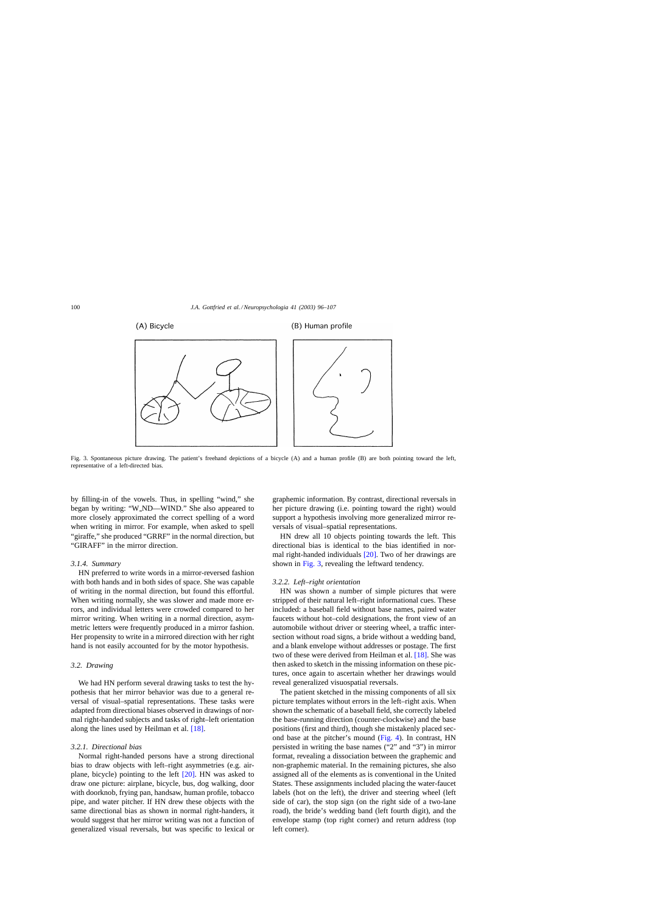(A) Bicycle

(B) Human profile

Fig. 3. Spontaneous picture drawing. The patient's freehand depictions of a bicycle (A) and a human profile (B) are both pointing toward the left, representative of a left-directed bias.

by filling-in of the vowels. Thus, in spelling "wind," she began by writing: "W_ND—WIND." She also appeared to more closely approximated the correct spelling of a word when writing in mirror. For example, when asked to spell "giraffe," she produced "GRRF" in the normal direction, but "GIRAFF" in the mirror direction.

#### 3.1.4. Summary

HN preferred to write words in a mirror-reversed fashion with both hands and in both sides of space. She was capable of writing in the normal direction, but found this effortful. When writing normally, she was slower and made more errors, and individual letters were crowded compared to her mirror writing. When writing in a normal direction, asymmetric letters were frequently produced in a mirror fashion. Her propensity to write in a mirrored direction with her right hand is not easily accounted for by the motor hypothesis.

### 3.2. Drawing

We had HN perform several drawing tasks to test the hypothesis that her mirror behavior was due to a general reversal of visual–spatial representations. These tasks were adapted from directional biases observed in drawings of normal right-handed subjects and tasks of right–left orientation along the lines used by Heilman et al. [18].

#### 3.2.1. Directional bias

Normal right-handed persons have a strong directional bias to draw objects with left–right asymmetries (e.g. airplane, bicycle) pointing to the left [20]. HN was asked to draw one picture: airplane, bicycle, bus, dog walking, door with doorknob, frying pan, handsaw, human profile, tobacco pipe, and water pitcher. If HN drew these objects with the same directional bias as shown in normal right-handers, it would suggest that her mirror writing was not a function of generalized visual reversals, but was specific to lexical or graphemic information. By contrast, directional reversals in her picture drawing (i.e. pointing toward the right) would support a hypothesis involving more generalized mirror reversals of visual–spatial representations.

HN drew all 10 objects pointing towards the left. This directional bias is identical to the bias identified in normal right-handed individuals [20]. Two of her drawings are shown in Fig. 3, revealing the leftward tendency.

#### 3.2.2. Left–right orientation

HN was shown a number of simple pictures that were stripped of their natural left–right informational cues. These included: a baseball field without base names, paired water faucets without hot–cold designations, the front view of an automobile without driver or steering wheel, a traffic intersection without road signs, a bride without a wedding band, and a blank envelope without addresses or postage. The first two of these were derived from Heilman et al. [18]. She was then asked to sketch in the missing information on these pictures, once again to ascertain whether her drawings would reveal generalized visuospatial reversals.

The patient sketched in the missing components of all six picture templates without errors in the left–right axis. When shown the schematic of a baseball field, she correctly labeled the base-running direction (counter-clockwise) and the base positions (first and third), though she mistakenly placed second base at the pitcher's mound (Fig. 4). In contrast, HN persisted in writing the base names ("2" and "3") in mirror format, revealing a dissociation between the graphemic and non-graphemic material. In the remaining pictures, she also assigned all of the elements as is conventional in the United States. These assignments included placing the water-faucet labels (hot on the left), the driver and steering wheel (left side of car), the stop sign (on the right side of a two-lane road), the bride's wedding band (left fourth digit), and the envelope stamp (top right corner) and return address (top left corner).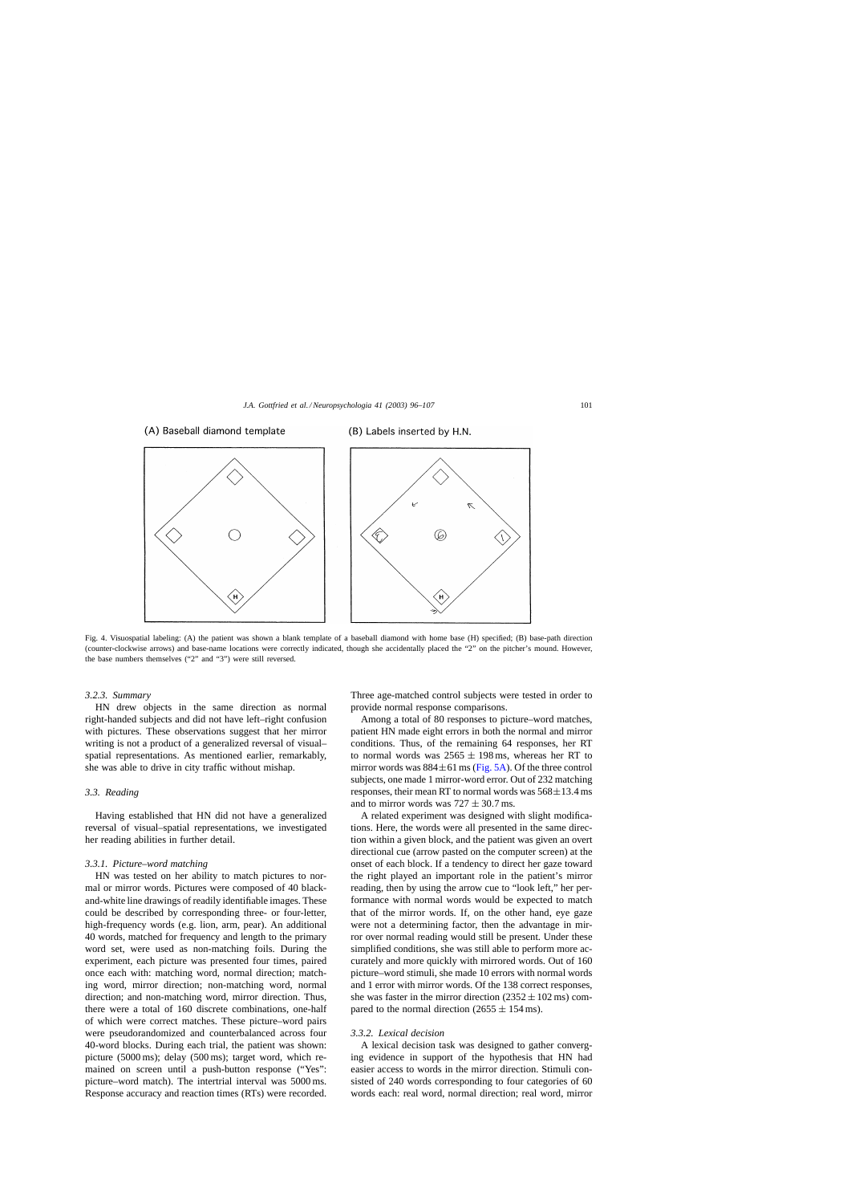(A) Baseball diamond template

(B) Labels inserted by H.N.

Fig. 4. Visuospatial labeling: (A) the patient was shown a blank template of a baseball diamond with home base (H) specified; (B) base-path direction (counter-clockwise arrows) and base-name locations were correctly indicated, though she accidentally placed the "2" on the pitcher's mound. However, the base numbers themselves ("2" and "3") were still reversed.

#### 3.2.3. Summary

HN drew objects in the same direction as normal right-handed subjects and did not have left–right confusion with pictures. These observations suggest that her mirror writing is not a product of a generalized reversal of visual–spatial representations. As mentioned earlier, remarkably, she was able to drive in city traffic without mishap.

### 3.3. Reading

Having established that HN did not have a generalized reversal of visual–spatial representations, we investigated her reading abilities in further detail.

#### 3.3.1. Picture–word matching

HN was tested on her ability to match pictures to normal or mirror words. Pictures were composed of 40 black-and-white line drawings of readily identifiable images. These could be described by corresponding three- or four-letter, high-frequency words (e.g. lion, arm, pear). An additional 40 words, matched for frequency and length to the primary word set, were used as non-matching foils. During the experiment, each picture was presented four times, paired once each with: matching word, normal direction; matching word, mirror direction; non-matching word, normal direction; and non-matching word, mirror direction. Thus, there were a total of 160 discrete combinations, one-half of which were correct matches. These picture–word pairs were pseudorandomized and counterbalanced across four 40-word blocks. During each trial, the patient was shown: picture (5000 ms); delay (500 ms); target word, which remained on screen until a push-button response ("Yes": picture–word match). The intertrial interval was 5000 ms. Response accuracy and reaction times (RTs) were recorded. Three age-matched control subjects were tested in order to provide normal response comparisons.

Among a total of 80 responses to picture–word matches, patient HN made eight errors in both the normal and mirror conditions. Thus, of the remaining 64 responses, her RT to normal words was $2565 \pm 198$ ms, whereas her RT to mirror words was $884 \pm 61$ ms (Fig. 5A). Of the three control subjects, one made 1 mirror-word error. Out of 232 matching responses, their mean RT to normal words was $568 \pm 13.4$ ms and to mirror words was $727 \pm 30.7$ ms.

A related experiment was designed with slight modifications. Here, the words were all presented in the same direction within a given block, and the patient was given an overt directional cue (arrow pasted on the computer screen) at the onset of each block. If a tendency to direct her gaze toward the right played an important role in the patient's mirror reading, then by using the arrow cue to "look left," her performance with normal words would be expected to match that of the mirror words. If, on the other hand, eye gaze were not a determining factor, then the advantage in mirror over normal reading would still be present. Under these simplified conditions, she was still able to perform more accurately and more quickly with mirrored words. Out of 160 picture–word stimuli, she made 10 errors with normal words and 1 error with mirror words. Of the 138 correct responses, she was faster in the mirror direction ($2352 \pm 102$ ms) compared to the normal direction ($2655 \pm 154$ ms).

#### 3.3.2. Lexical decision

A lexical decision task was designed to gather converging evidence in support of the hypothesis that HN had easier access to words in the mirror direction. Stimuli consisted of 240 words corresponding to four categories of 60 words each: real word, normal direction; real word, mirror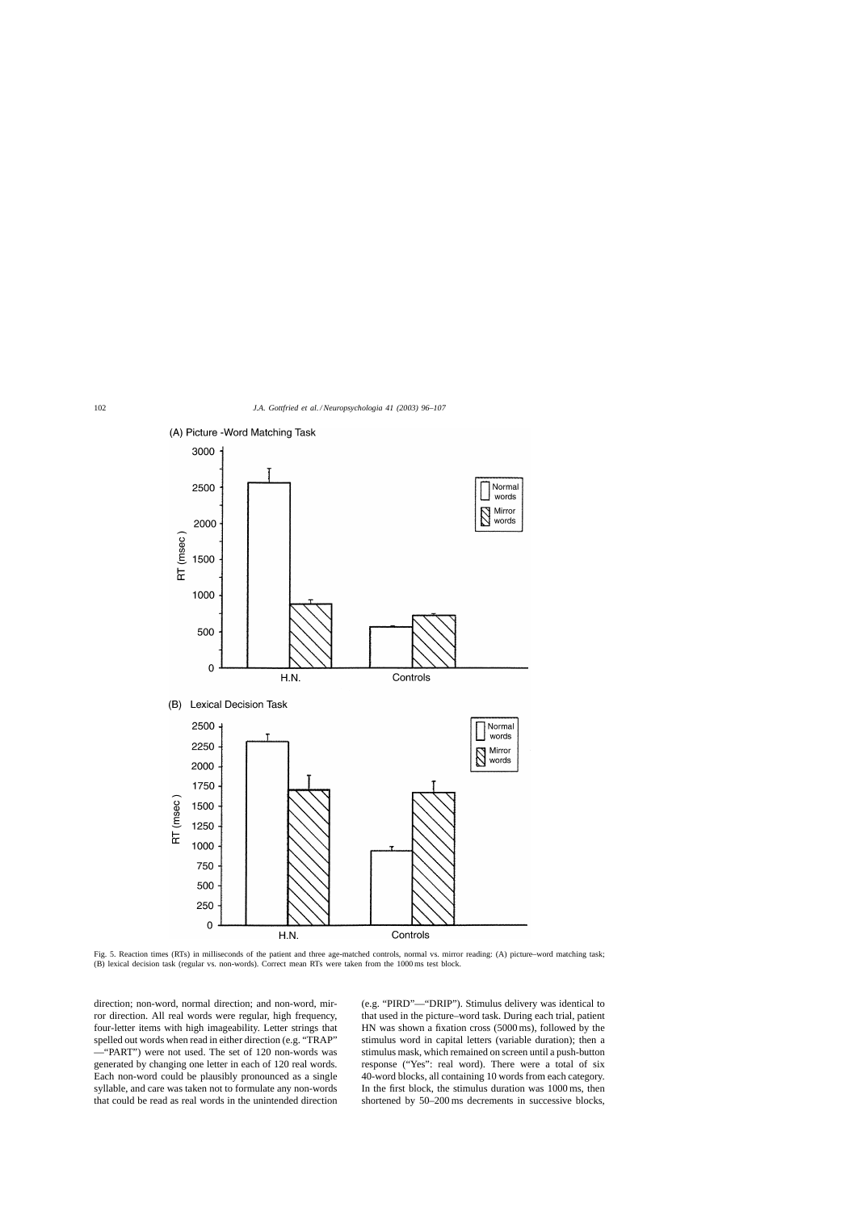Fig. 5. Reaction times (RTs) in milliseconds of the patient and three age-matched controls, normal vs. mirror reading: (A) picture–word matching task; (B) lexical decision task (regular vs. non-words). Correct mean RTs were taken from the 1000 ms test block.

direction; non-word, normal direction; and non-word, mirror direction. All real words were regular, high frequency, four-letter items with high imageability. Letter strings that spelled out words when read in either direction (e.g. "TRAP"—"PART") were not used. The set of 120 non-words was generated by changing one letter in each of 120 real words. Each non-word could be plausibly pronounced as a single syllable, and care was taken not to formulate any non-words that could be read as real words in the unintended direction (e.g. "PIRD"—"DRIP"). Stimulus delivery was identical to that used in the picture–word task. During each trial, patient HN was shown a fixation cross (5000 ms), followed by the stimulus word in capital letters (variable duration); then a stimulus mask, which remained on screen until a push-button response ("Yes": real word). There were a total of six 40-word blocks, all containing 10 words from each category. In the first block, the stimulus duration was 1000 ms, then shortened by 50–200 ms decrements in successive blocks,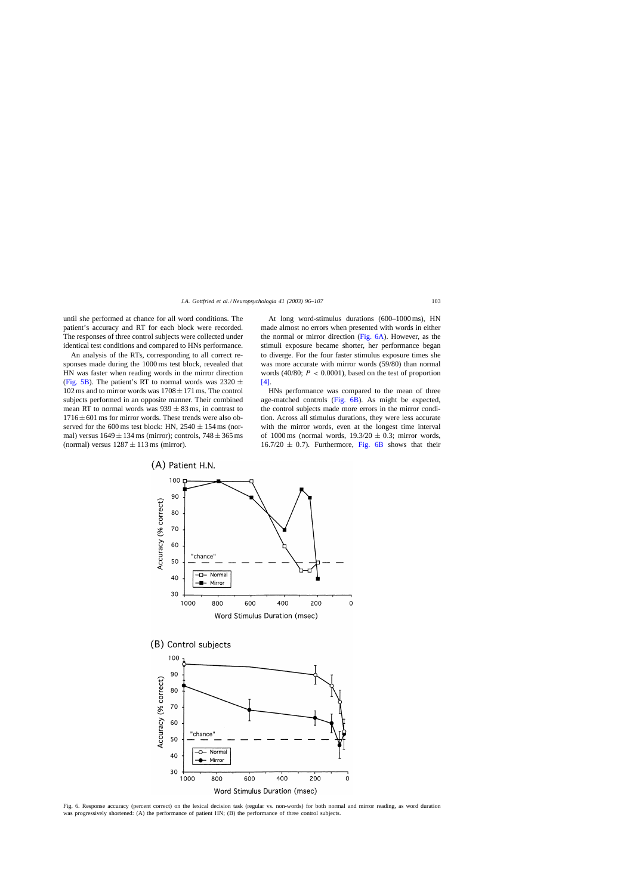until she performed at chance for all word conditions. The patient's accuracy and RT for each block were recorded. The responses of three control subjects were collected under identical test conditions and compared to HNs performance.

An analysis of the RTs, corresponding to all correct responses made during the 1000 ms test block, revealed that HN was faster when reading words in the mirror direction (Fig. 5B). The patient's RT to normal words was $2320 \pm 102$ ms and to mirror words was $1708 \pm 171$ ms. The control subjects performed in an opposite manner. Their combined mean RT to normal words was $939 \pm 83$ ms, in contrast to $1716 \pm 601$ ms for mirror words. These trends were also observed for the 600 ms test block: HN, $2540 \pm 154$ ms (normal) versus $1649 \pm 134$ ms (mirror); controls, $748 \pm 365$ ms (normal) versus $1287 \pm 113$ ms (mirror).

At long word-stimulus durations (600–1000 ms), HN made almost no errors when presented with words in either the normal or mirror direction (Fig. 6A). However, as the stimuli exposure became shorter, her performance began to diverge. For the four faster stimulus exposure times she was more accurate with mirror words (59/80) than normal words (40/80; $P < 0.0001$), based on the test of proportion [4].

HNs performance was compared to the mean of three age-matched controls (Fig. 6B). As might be expected, the control subjects made more errors in the mirror condition. Across all stimulus durations, they were less accurate with the mirror words, even at the longest time interval of 1000 ms (normal words, $19.3/20 \pm 0.3$; mirror words, $16.7/20 \pm 0.7$). Furthermore, Fig. 6B shows that their

Fig. 6. Response accuracy (percent correct) on the lexical decision task (regular vs. non-words) for both normal and mirror reading, as word duration was progressively shortened: (A) the performance of patient HN; (B) the performance of three control subjects.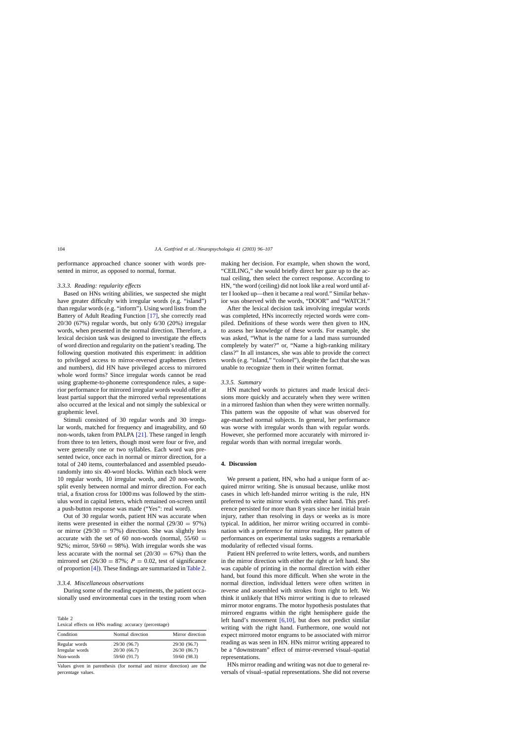performance approached chance sooner with words presented in mirror, as opposed to normal, format.

### 3.3.3. Reading: regularity effects

Based on HNs writing abilities, we suspected she might have greater difficulty with irregular words (e.g. "island") than regular words (e.g. "inform"). Using word lists from the Battery of Adult Reading Function [17], she correctly read 20/30 (67%) regular words, but only 6/30 (20%) irregular words, when presented in the normal direction. Therefore, a lexical decision task was designed to investigate the effects of word direction and regularity on the patient's reading. The following question motivated this experiment: in addition to privileged access to mirror-reversed graphemes (letters and numbers), did HN have privileged access to mirrored whole word forms? Since irregular words cannot be read using grapheme-to-phoneme correspondence rules, a superior performance for mirrored irregular words would offer at least partial support that the mirrored verbal representations also occurred at the lexical and not simply the sublexical or graphemic level.

Stimuli consisted of 30 regular words and 30 irregular words, matched for frequency and imageability, and 60 non-words, taken from PALPA [21]. These ranged in length from three to ten letters, though most were four or five, and were generally one or two syllables. Each word was presented twice, once each in normal or mirror direction, for a total of 240 items, counterbalanced and assembled pseudorandomly into six 40-word blocks. Within each block were 10 regular words, 10 irregular words, and 20 non-words, split evenly between normal and mirror direction. For each trial, a fixation cross for 1000 ms was followed by the stimulus word in capital letters, which remained on-screen until a push-button response was made ("Yes": real word).

Out of 30 regular words, patient HN was accurate when items were presented in either the normal ($29/30 = 97\%$) or mirror ($29/30 = 97\%$) direction. She was slightly less accurate with the set of 60 non-words (normal, $55/60 = 92\%$; mirror, $59/60 = 98\%$). With irregular words she was less accurate with the normal set ($20/30 = 67\%$) than the mirrored set ($26/30 = 87\%$; $P = 0.02$, test of significance of proportion [4]). These findings are summarized in Table 2.

### 3.3.4. Miscellaneous observations

During some of the reading experiments, the patient occasionally used environmental cues in the testing room when making her decision. For example, when shown the word, "CEILING," she would briefly direct her gaze up to the actual ceiling, then select the correct response. According to HN, "the word (ceiling) did not look like a real word until after I looked up—then it became a real word." Similar behavior was observed with the words, "DOOR" and "WATCH."

After the lexical decision task involving irregular words was completed, HNs incorrectly rejected words were compiled. Definitions of these words were then given to HN, to assess her knowledge of these words. For example, she was asked, "What is the name for a land mass surrounded completely by water?" or, "Name a high-ranking military class?" In all instances, she was able to provide the correct words (e.g. "island," "colonel"), despite the fact that she was unable to recognize them in their written format.

Table 2
Lexical effects on HNs reading: accuracy (percentage)

| Condition | Normal direction | Mirror direction |
|---|---|---|
| Regular words | 29/30 (96.7) | 29/30 (96.7) |
| Irregular words | 20/30 (66.7) | 26/30 (86.7) |
| Non-words | 59/60 (91.7) | 59/60 (98.3) |

Values given in parenthesis (for normal and mirror direction) are the percentage values.

### 3.3.5. Summary

HN matched words to pictures and made lexical decisions more quickly and accurately when they were written in a mirrored fashion than when they were written normally. This pattern was the opposite of what was observed for age-matched normal subjects. In general, her performance was worse with irregular words than with regular words. However, she performed more accurately with mirrored irregular words than with normal irregular words.

## 4. Discussion

We present a patient, HN, who had a unique form of acquired mirror writing. She is unusual because, unlike most cases in which left-handed mirror writing is the rule, HN preferred to write mirror words with either hand. This preference persisted for more than 8 years since her initial brain injury, rather than resolving in days or weeks as is more typical. In addition, her mirror writing occurred in combination with a preference for mirror reading. Her pattern of performances on experimental tasks suggests a remarkable modularity of reflected visual forms.

Patient HN preferred to write letters, words, and numbers in the mirror direction with either the right or left hand. She was capable of printing in the normal direction with either hand, but found this more difficult. When she wrote in the normal direction, individual letters were often written in reverse and assembled with strokes from right to left. We think it unlikely that HNs mirror writing is due to released mirror motor engrams. The motor hypothesis postulates that mirrored engrams within the right hemisphere guide the left hand's movement [6,10], but does not predict similar writing with the right hand. Furthermore, one would not expect mirrored motor engrams to be associated with mirror reading as was seen in HN. HNs mirror writing appeared to be a "downstream" effect of mirror-reversed visual–spatial representations.

HNs mirror reading and writing was not due to general reversals of visual–spatial representations. She did not reverse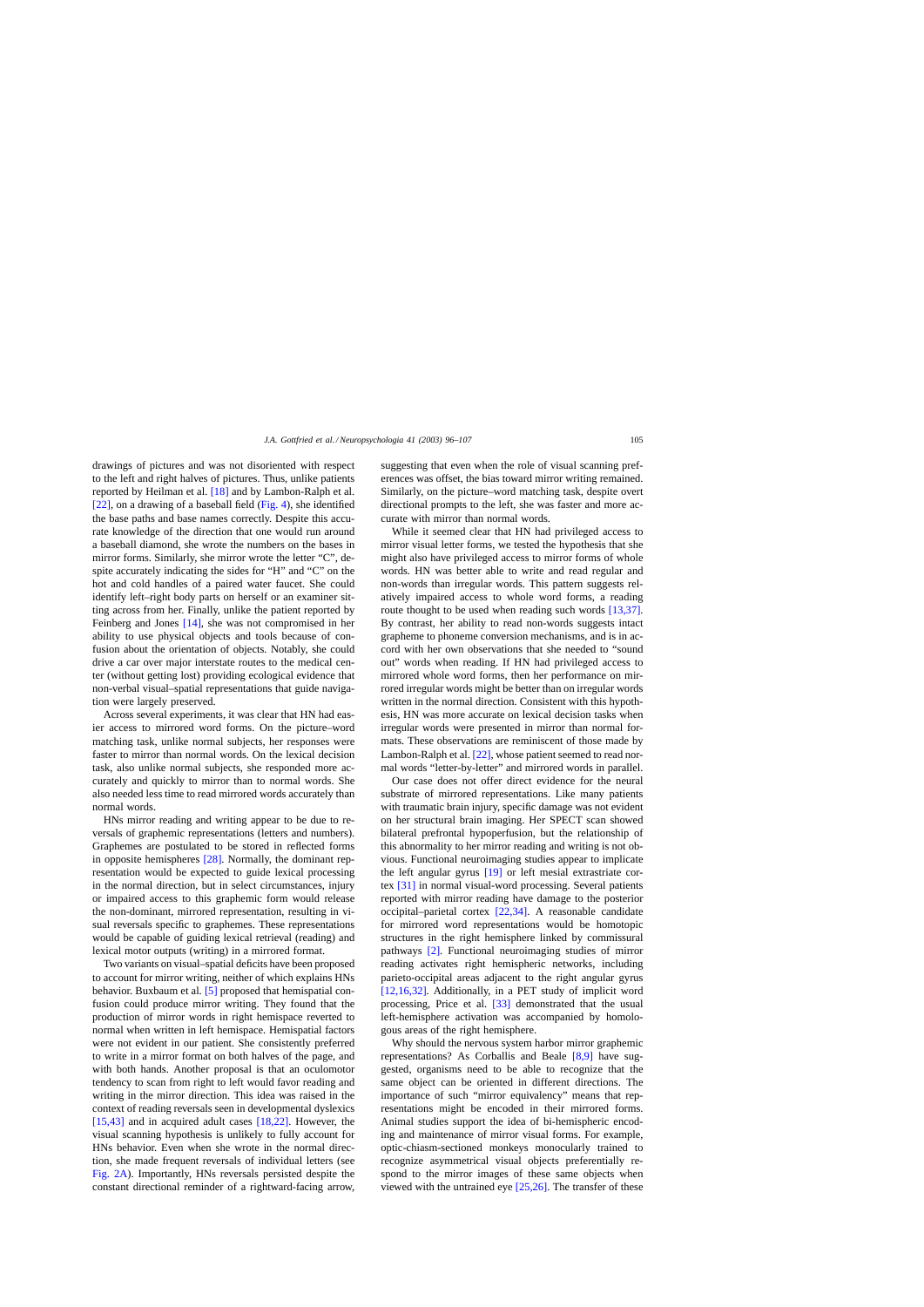drawings of pictures and was not disoriented with respect to the left and right halves of pictures. Thus, unlike patients reported by Heilman et al. [18] and by Lambon-Ralph et al. [22], on a drawing of a baseball field (Fig. 4), she identified the base paths and base names correctly. Despite this accurate knowledge of the direction that one would run around a baseball diamond, she wrote the numbers on the bases in mirror forms. Similarly, she mirror wrote the letter "C", despite accurately indicating the sides for "H" and "C" on the hot and cold handles of a paired water faucet. She could identify left–right body parts on herself or an examiner sitting across from her. Finally, unlike the patient reported by Feinberg and Jones [14], she was not compromised in her ability to use physical objects and tools because of confusion about the orientation of objects. Notably, she could drive a car over major interstate routes to the medical center (without getting lost) providing ecological evidence that non-verbal visual–spatial representations that guide navigation were largely preserved.

Across several experiments, it was clear that HN had easier access to mirrored word forms. On the picture–word matching task, unlike normal subjects, her responses were faster to mirror than normal words. On the lexical decision task, also unlike normal subjects, she responded more accurately and quickly to mirror than to normal words. She also needed less time to read mirrored words accurately than normal words.

HNs mirror reading and writing appear to be due to reversals of graphemic representations (letters and numbers). Graphemes are postulated to be stored in reflected forms in opposite hemispheres [28]. Normally, the dominant representation would be expected to guide lexical processing in the normal direction, but in select circumstances, injury or impaired access to this graphemic form would release the non-dominant, mirrored representation, resulting in visual reversals specific to graphemes. These representations would be capable of guiding lexical retrieval (reading) and lexical motor outputs (writing) in a mirrored format.

Two variants on visual–spatial deficits have been proposed to account for mirror writing, neither of which explains HNs behavior. Buxbaum et al. [5] proposed that hemispatial confusion could produce mirror writing. They found that the production of mirror words in right hemispace reverted to normal when written in left hemispace. Hemispatial factors were not evident in our patient. She consistently preferred to write in a mirror format on both halves of the page, and with both hands. Another proposal is that an oculomotor tendency to scan from right to left would favor reading and writing in the mirror direction. This idea was raised in the context of reading reversals seen in developmental dyslexics [15,43] and in acquired adult cases [18,22]. However, the visual scanning hypothesis is unlikely to fully account for HNs behavior. Even when she wrote in the normal direction, she made frequent reversals of individual letters (see Fig. 2A). Importantly, HNs reversals persisted despite the constant directional reminder of a rightward-facing arrow, suggesting that even when the role of visual scanning preferences was offset, the bias toward mirror writing remained. Similarly, on the picture–word matching task, despite overt directional prompts to the left, she was faster and more accurate with mirror than normal words.

While it seemed clear that HN had privileged access to mirror visual letter forms, we tested the hypothesis that she might also have privileged access to mirror forms of whole words. HN was better able to write and read regular and non-words than irregular words. This pattern suggests relatively impaired access to whole word forms, a reading route thought to be used when reading such words [13,37]. By contrast, her ability to read non-words suggests intact grapheme to phoneme conversion mechanisms, and is in accord with her own observations that she needed to "sound out" words when reading. If HN had privileged access to mirrored whole word forms, then her performance on mirrored irregular words might be better than on irregular words written in the normal direction. Consistent with this hypothesis, HN was more accurate on lexical decision tasks when irregular words were presented in mirror than normal formats. These observations are reminiscent of those made by Lambon-Ralph et al. [22], whose patient seemed to read normal words "letter-by-letter" and mirrored words in parallel.

Our case does not offer direct evidence for the neural substrate of mirrored representations. Like many patients with traumatic brain injury, specific damage was not evident on her structural brain imaging. Her SPECT scan showed bilateral prefrontal hypoperfusion, but the relationship of this abnormality to her mirror reading and writing is not obvious. Functional neuroimaging studies appear to implicate the left angular gyrus [19] or left mesial extrastriate cortex [31] in normal visual-word processing. Several patients reported with mirror reading have damage to the posterior occipital–parietal cortex [22,34]. A reasonable candidate for mirrored word representations would be homotopic structures in the right hemisphere linked by commissural pathways [2]. Functional neuroimaging studies of mirror reading activates right hemispheric networks, including parieto-occipital areas adjacent to the right angular gyrus [12,16,32]. Additionally, in a PET study of implicit word processing, Price et al. [33] demonstrated that the usual left-hemisphere activation was accompanied by homologous areas of the right hemisphere.

Why should the nervous system harbor mirror graphemic representations? As Corballis and Beale [8,9] have suggested, organisms need to be able to recognize that the same object can be oriented in different directions. The importance of such "mirror equivalency" means that representations might be encoded in their mirrored forms. Animal studies support the idea of bi-hemispheric encoding and maintenance of mirror visual forms. For example, optic-chiasm-sectioned monkeys monocularly trained to recognize asymmetrical visual objects preferentially respond to the mirror images of these same objects when viewed with the untrained eye [25,26]. The transfer of these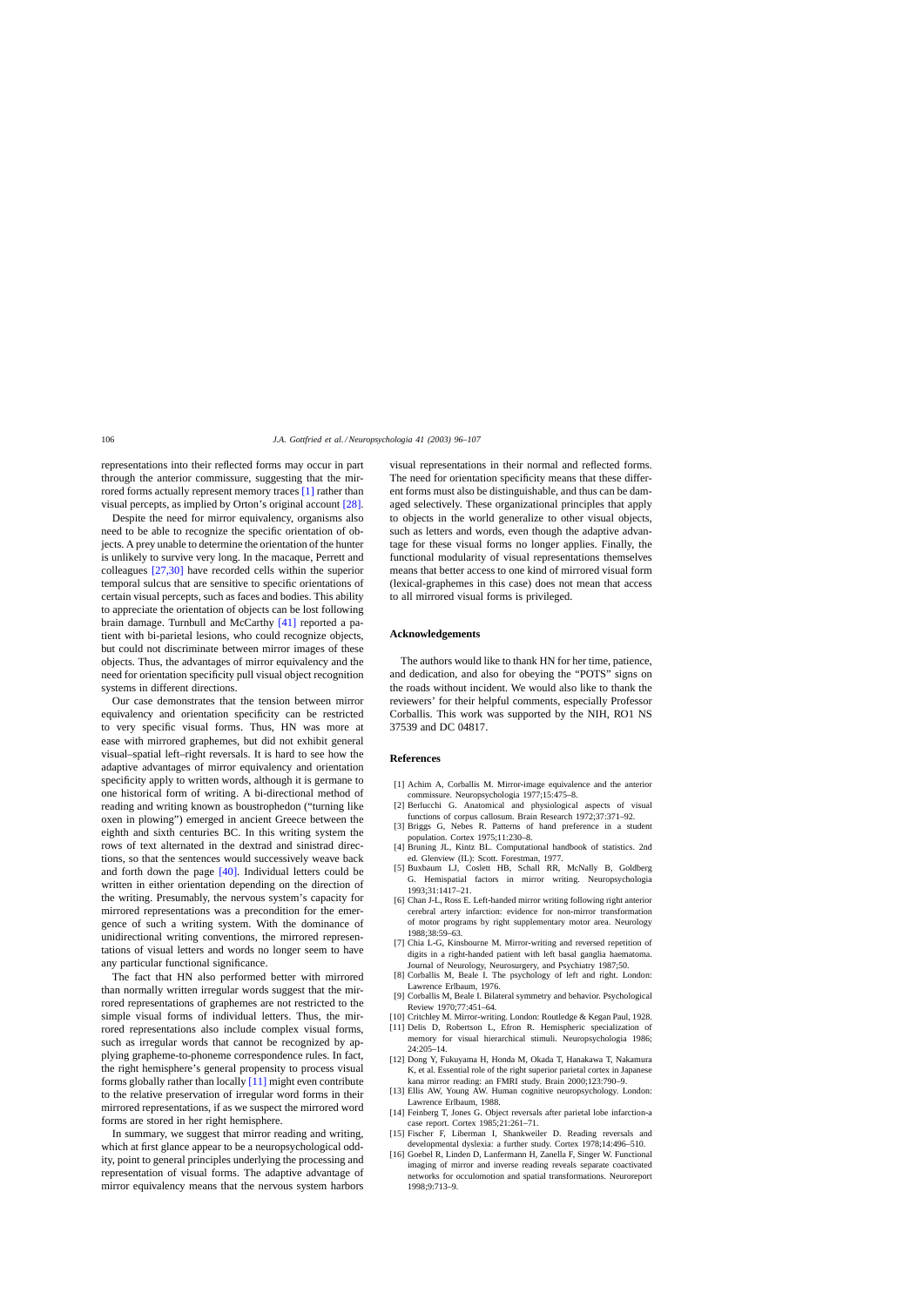representations into their reflected forms may occur in part through the anterior commissure, suggesting that the mirrored forms actually represent memory traces [1] rather than visual percepts, as implied by Orton's original account [28].

Despite the need for mirror equivalency, organisms also need to be able to recognize the specific orientation of objects. A prey unable to determine the orientation of the hunter is unlikely to survive very long. In the macaque, Perrett and colleagues [27,30] have recorded cells within the superior temporal sulcus that are sensitive to specific orientations of certain visual percepts, such as faces and bodies. This ability to appreciate the orientation of objects can be lost following brain damage. Turnbull and McCarthy [41] reported a patient with bi-parietal lesions, who could recognize objects, but could not discriminate between mirror images of these objects. Thus, the advantages of mirror equivalency and the need for orientation specificity pull visual object recognition systems in different directions.

Our case demonstrates that the tension between mirror equivalency and orientation specificity can be restricted to very specific visual forms. Thus, HN was more at ease with mirrored graphemes, but did not exhibit general visual–spatial left–right reversals. It is hard to see how the adaptive advantages of mirror equivalency and orientation specificity apply to written words, although it is germane to one historical form of writing. A bi-directional method of reading and writing known as boustrophedon ("turning like oxen in plowing") emerged in ancient Greece between the eighth and sixth centuries BC. In this writing system the rows of text alternated in the dextrad and sinistrad directions, so that the sentences would successively weave back and forth down the page [40]. Individual letters could be written in either orientation depending on the direction of the writing. Presumably, the nervous system's capacity for mirrored representations was a precondition for the emergence of such a writing system. With the dominance of unidirectional writing conventions, the mirrored representations of visual letters and words no longer seem to have any particular functional significance.

The fact that HN also performed better with mirrored than normally written irregular words suggest that the mirrored representations of graphemes are not restricted to the simple visual forms of individual letters. Thus, the mirrored representations also include complex visual forms, such as irregular words that cannot be recognized by applying grapheme-to-phoneme correspondence rules. In fact, the right hemisphere's general propensity to process visual forms globally rather than locally [11] might even contribute to the relative preservation of irregular word forms in their mirrored representations, if as we suspect the mirrored word forms are stored in her right hemisphere.

In summary, we suggest that mirror reading and writing, which at first glance appear to be a neuropsychological oddity, point to general principles underlying the processing and representation of visual forms. The adaptive advantage of mirror equivalency means that the nervous system harbors visual representations in their normal and reflected forms. The need for orientation specificity means that these different forms must also be distinguishable, and thus can be damaged selectively. These organizational principles that apply to objects in the world generalize to other visual objects, such as letters and words, even though the adaptive advantage for these visual forms no longer applies. Finally, the functional modularity of visual representations themselves means that better access to one kind of mirrored visual form (lexical-graphemes in this case) does not mean that access to all mirrored visual forms is privileged.

## Acknowledgements

The authors would like to thank HN for her time, patience, and dedication, and also for obeying the "POTS" signs on the roads without incident. We would also like to thank the reviewers' for their helpful comments, especially Professor Corballis. This work was supported by the NIH, RO1 NS 37539 and DC 04817.

## References

[1] Achim A, Corballis M. Mirror-image equivalence and the anterior commissure. Neuropsychologia 1977;15:475–8.

[2] Berlucchi G. Anatomical and physiological aspects of visual functions of corpus callosum. Brain Research 1972;37:371–92.

[3] Briggs G, Nebes R. Patterns of hand preference in a student population. Cortex 1975;11:230–8.

[4] Bruning JL, Kintz BL. Computational handbook of statistics. 2nd ed. Glenview (IL): Scott. Forestman, 1977.

[5] Buxbaum LJ, Coslett HB, Schall RR, McNally B, Goldberg G. Hemispatial factors in mirror writing. Neuropsychologia 1993;31:1417–21.

[6] Chan J-L, Ross E. Left-handed mirror writing following right anterior cerebral artery infarction: evidence for non-mirror transformation of motor programs by right supplementary motor area. Neurology 1988;38:59–63.

[7] Chia L-G, Kinsbourne M. Mirror-writing and reversed repetition of digits in a right-handed patient with left basal ganglia haematoma. Journal of Neurology, Neurosurgery, and Psychiatry 1987;50.

[8] Corballis M, Beale I. The psychology of left and right. London: Lawrence Erlbaum, 1976.

[9] Corballis M, Beale I. Bilateral symmetry and behavior. Psychological Review 1970;77:451–64.

[10] Critchley M. Mirror-writing. London: Routledge & Kegan Paul, 1928.

[11] Delis D, Robertson L, Efron R. Hemispheric specialization of memory for visual hierarchical stimuli. Neuropsychologia 1986; 24:205–14.

[12] Dong Y, Fukuyama H, Honda M, Okada T, Hanakawa T, Nakamura K, et al. Essential role of the right superior parietal cortex in Japanese kana mirror reading: an FMRI study. Brain 2000;123:790–9.

[13] Ellis AW, Young AW. Human cognitive neuropsychology. London: Lawrence Erlbaum, 1988.

[14] Feinberg T, Jones G. Object reversals after parietal lobe infarction-a case report. Cortex 1985;21:261–71.

[15] Fischer F, Liberman I, Shankweiler D. Reading reversals and developmental dyslexia: a further study. Cortex 1978;14:496–510.

[16] Goebel R, Linden D, Lanfermann H, Zanella F, Singer W. Functional imaging of mirror and inverse reading reveals separate coactivated networks for occulomotion and spatial transformations. Neuroreport 1998;9:713–9.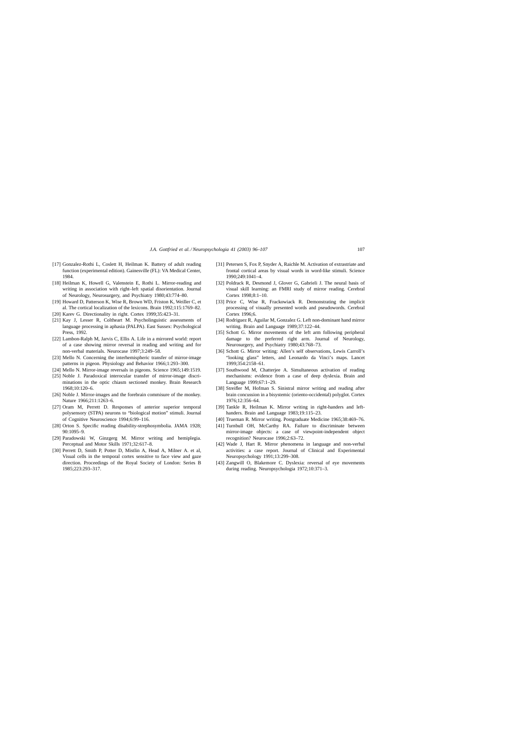[17] Gonzalez-Rothi L, Coslett H, Heilman K. Battery of adult reading function (experimental edition). Gainesville (FL): VA Medical Center, 1984.

[18] Heilman K, Howell G, Valenstein E, Rothi L. Mirror-reading and writing in association with right–left spatial disorientation. Journal of Neurology, Neurosurgery, and Psychiatry 1980;43:774–80.

[19] Howard D, Patterson K, Wise R, Brown WD, Friston K, Weiller C, et al. The cortical localization of the lexicons. Brain 1992;115:1769–82.

[20] Karev G. Directionality in right. Cortex 1999;35:423–31.

[21] Kay J, Lesser R, Coltheart M. Psycholinguistic assessments of language processing in aphasia (PALPA). East Sussex: Psychological Press, 1992.

[22] Lambon-Ralph M, Jarvis C, Ellis A. Life in a mirrored world: report of a case showing mirror reversal in reading and writing and for non-verbal materials. Neurocase 1997;3:249–58.

[23] Mello N. Concerning the interhemispheric transfer of mirror-image patterns in pigeon. Physiology and Behavior 1966;1:293–300.

[24] Mello N. Mirror-image reversals in pigeons. Science 1965;149:1519.

[25] Noble J. Paradoxical interocular transfer of mirror-image discriminations in the optic chiasm sectioned monkey. Brain Research 1968;10:120–6.

[26] Noble J. Mirror-images and the forebrain commisure of the monkey. Nature 1966;211:1263–6.

[27] Oram M, Perrett D. Responses of anterior superior temporal polysensory (STPA) neurons to "biological motion" stimuli. Journal of Cognitive Neuroscience 1994;6:99–116.

[28] Orton S. Specific reading disability-strephosymbolia. JAMA 1928; 90:1095–9.

[29] Paradowski W, Ginzgerg M. Mirror writing and hemiplegia. Perceptual and Motor Skills 1971;32:617–8.

[30] Perrett D, Smith P, Potter D, Mistlin A, Head A, Milner A. et al, Visual cells in the temporal cortex sensitive to face view and gaze direction. Proceedings of the Royal Society of London: Series B 1985;223:293–317.

[31] Petersen S, Fox P, Snyder A, Raichle M. Activation of extrastriate and frontal cortical areas by visual words in word-like stimuli. Science 1990;249:1041–4.

[32] Poldrack R, Desmond J, Glover G, Gabrieli J. The neural basis of visual skill learning: an FMRI study of mirror reading. Cerebral Cortex 1998;8:1–10.

[33] Price C, Wise R, Frackowiack R. Demonstrating the implicit processing of visually presented words and pseudowords. Cerebral Cortex 1996;6.

[34] Rodriguez R, Aguilar M, Gonzalez G. Left non-dominant hand mirror writing. Brain and Language 1989;37:122–44.

[35] Schott G. Mirror movements of the left arm following peripheral damage to the preferred right arm. Journal of Neurology, Neurosurgery, and Psychiatry 1980;43:768–73.

[36] Schott G. Mirror writing: Allen's self observations, Lewis Carroll's "looking glass" letters, and Leonardo da Vinci's maps. Lancet 1999;354:2158–61.

[37] Southwood M, Chatterjee A. Simultaneous activation of reading mechanisms: evidence from a case of deep dyslexia. Brain and Language 1999;67:1–29.

[38] Streifler M, Hofman S. Sinistral mirror writing and reading after brain concussion in a bisystemic (oriento-occidental) polyglot. Cortex 1976;12:356–64.

[39] Tankle R, Heilman K. Mirror writing in right-handers and left-handers. Brain and Language 1983;19:115–23.

[40] Trueman R. Mirror writing. Postgraduate Medicine 1965;38:469–76.

[41] Turnbull OH, McCarthy RA. Failure to discriminate between mirror-image objects: a case of viewpoint-independent object recognition? Neurocase 1996;2:63–72.

[42] Wade J, Hart R. Mirror phenomena in language and non-verbal activities: a case report. Journal of Clinical and Experimental Neuropsychology 1991;13:299–308.

[43] Zangwill O, Blakemore C. Dyslexia: reversal of eye movements during reading. Neuropsychologia 1972;10:371–3.